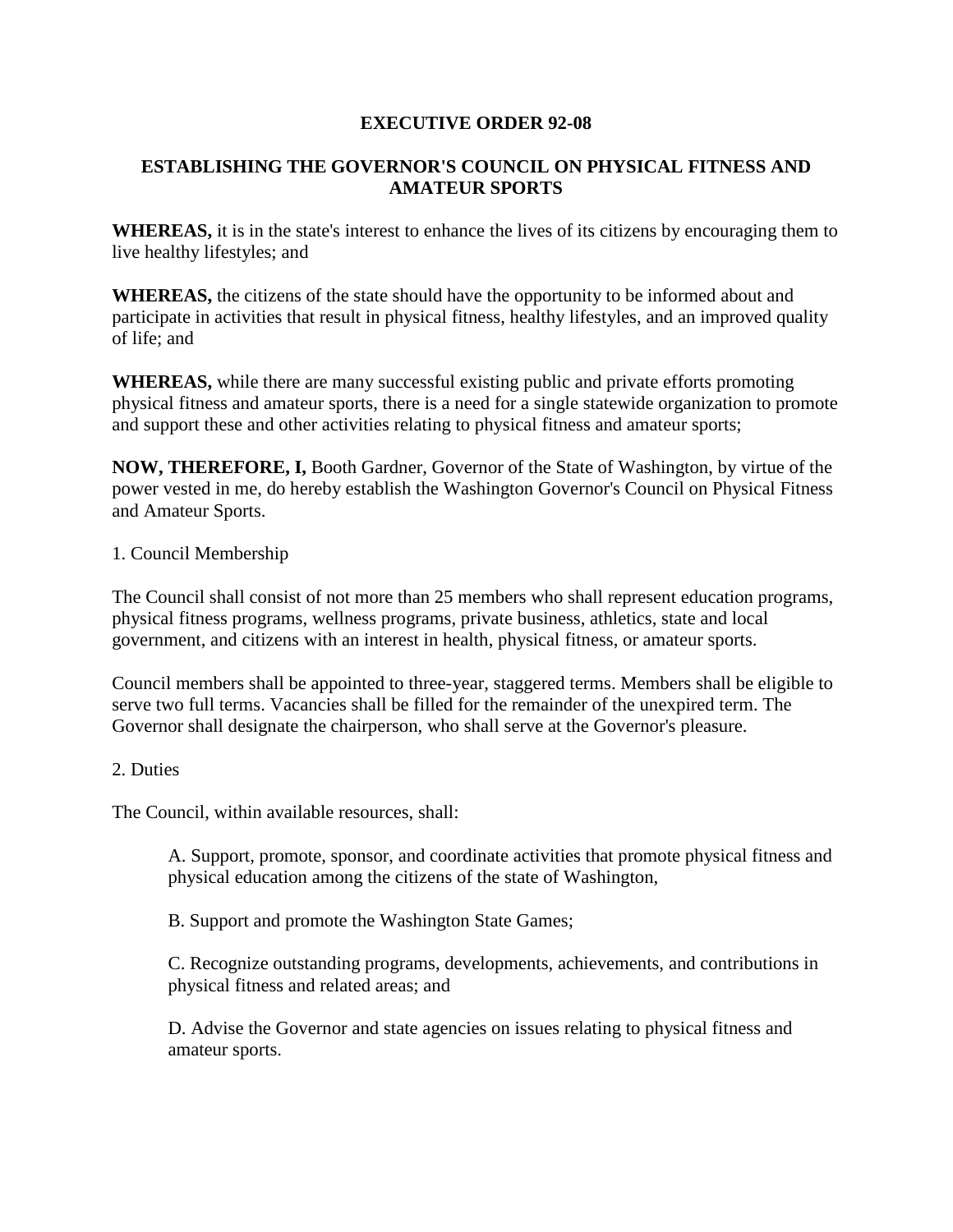# EXECUTIVE ORDER 92-08

## ESTABLISHING THE GOVERNOR'S COUNCIL ON PHYSICAL FITNESS AND AMATEUR SPORTS

**WHEREAS,** it is in the state's interest to enhance the lives of its citizens by encouraging them to live healthy lifestyles; and

**WHEREAS,** the citizens of the state should have the opportunity to be informed about and participate in activities that result in physical fitness, healthy lifestyles, and an improved quality of life; and

**WHEREAS,** while there are many successful existing public and private efforts promoting physical fitness and amateur sports, there is a need for a single statewide organization to promote and support these and other activities relating to physical fitness and amateur sports;

**NOW, THEREFORE, I,** Booth Gardner, Governor of the State of Washington, by virtue of the power vested in me, do hereby establish the Washington Governor's Council on Physical Fitness and Amateur Sports.

1. Council Membership

The Council shall consist of not more than 25 members who shall represent education programs, physical fitness programs, wellness programs, private business, athletics, state and local government, and citizens with an interest in health, physical fitness, or amateur sports.

Council members shall be appointed to three-year, staggered terms. Members shall be eligible to serve two full terms. Vacancies shall be filled for the remainder of the unexpired term. The Governor shall designate the chairperson, who shall serve at the Governor's pleasure.

2. Duties

The Council, within available resources, shall:

> A. Support, promote, sponsor, and coordinate activities that promote physical fitness and physical education among the citizens of the state of Washington,
>
> B. Support and promote the Washington State Games;
>
> C. Recognize outstanding programs, developments, achievements, and contributions in physical fitness and related areas; and
>
> D. Advise the Governor and state agencies on issues relating to physical fitness and amateur sports.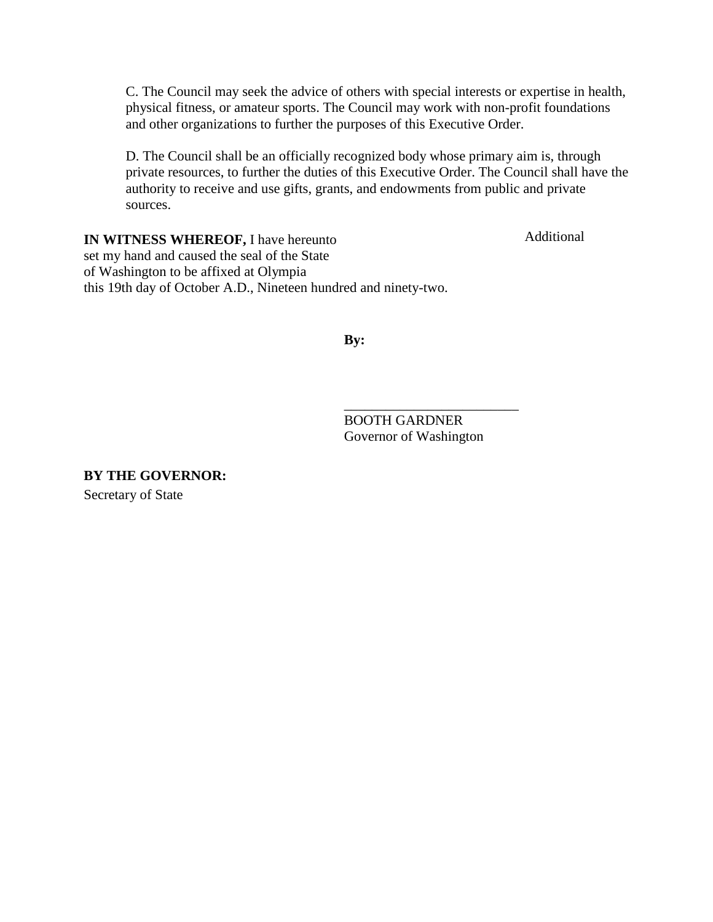C. The Council may seek the advice of others with special interests or expertise in health, physical fitness, or amateur sports. The Council may work with non-profit foundations and other organizations to further the purposes of this Executive Order.

D. The Council shall be an officially recognized body whose primary aim is, through private resources, to further the duties of this Executive Order. The Council shall have the authority to receive and use gifts, grants, and endowments from public and private sources.

Additional

**IN WITNESS WHEREOF,** I have hereunto set my hand and caused the seal of the State of Washington to be affixed at Olympia this 19th day of October A.D., Nineteen hundred and ninety-two.

**By:**

\_\_\_\_\_\_\_\_\_\_\_\_\_\_\_\_\_\_\_\_\_\_\_\_\_

BOOTH GARDNER
Governor of Washington

**BY THE GOVERNOR:**

Secretary of State